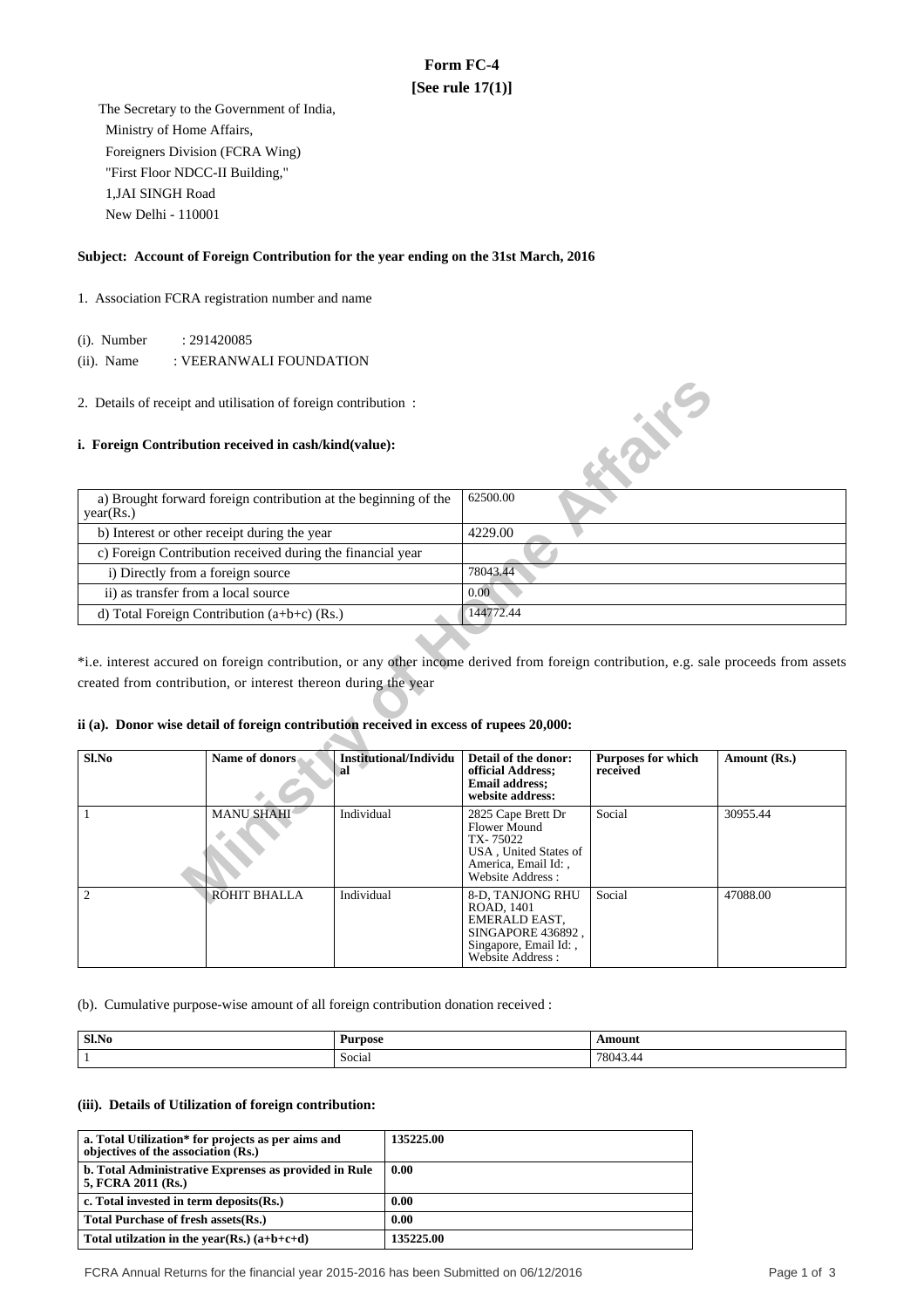# Form FC-4

**[See rule 17(1)]**

The Secretary to the Government of India,
Ministry of Home Affairs,
Foreigners Division (FCRA Wing)
"First Floor NDCC-II Building,"
1,JAI SINGH Road
New Delhi - 110001

**Subject: Account of Foreign Contribution for the year ending on the 31st March, 2016**

1. Association FCRA registration number and name

(i). Number : 291420085

(ii). Name : VEERANWALI FOUNDATION

2. Details of receipt and utilisation of foreign contribution :

**i. Foreign Contribution received in cash/kind(value):**

| | |
|---|---|
| a) Brought forward foreign contribution at the beginning of the year(Rs.) | 62500.00 |
| b) Interest or other receipt during the year | 4229.00 |
| c) Foreign Contribution received during the financial year | |
| i) Directly from a foreign source | 78043.44 |
| ii) as transfer from a local source | 0.00 |
| d) Total Foreign Contribution (a+b+c) (Rs.) | 144772.44 |

*i.e. interest accured on foreign contribution, or any other income derived from foreign contribution, e.g. sale proceeds from assets created from contribution, or interest thereon during the year

**ii (a). Donor wise detail of foreign contribution received in excess of rupees 20,000:**

| Sl.No | Name of donors | Institutional/Individual | Detail of the donor: official Address; Email address; website address: | Purposes for which received | Amount (Rs.) |
|---|---|---|---|---|---|
| 1 | MANU SHAHI | Individual | 2825 Cape Brett Dr Flower Mound TX- 75022 USA , United States of America, Email Id: , Website Address : | Social | 30955.44 |
| 2 | ROHIT BHALLA | Individual | 8-D, TANJONG RHU ROAD, 1401 EMERALD EAST, SINGAPORE 436892 , Singapore, Email Id: , Website Address : | Social | 47088.00 |

(b). Cumulative purpose-wise amount of all foreign contribution donation received :

| Sl.No | Purpose | Amount |
|---|---|---|
| 1 | Social | 78043.44 |

**(iii). Details of Utilization of foreign contribution:**

| | |
|---|---|
| **a. Total Utilization* for projects as per aims and objectives of the association (Rs.)** | **135225.00** |
| **b. Total Administrative Exprenses as provided in Rule 5, FCRA 2011 (Rs.)** | **0.00** |
| **c. Total invested in term deposits(Rs.)** | **0.00** |
| **Total Purchase of fresh assets(Rs.)** | **0.00** |
| **Total utilzation in the year(Rs.) (a+b+c+d)** | **135225.00** |

FCRA Annual Returns for the financial year 2015-2016 has been Submitted on 06/12/2016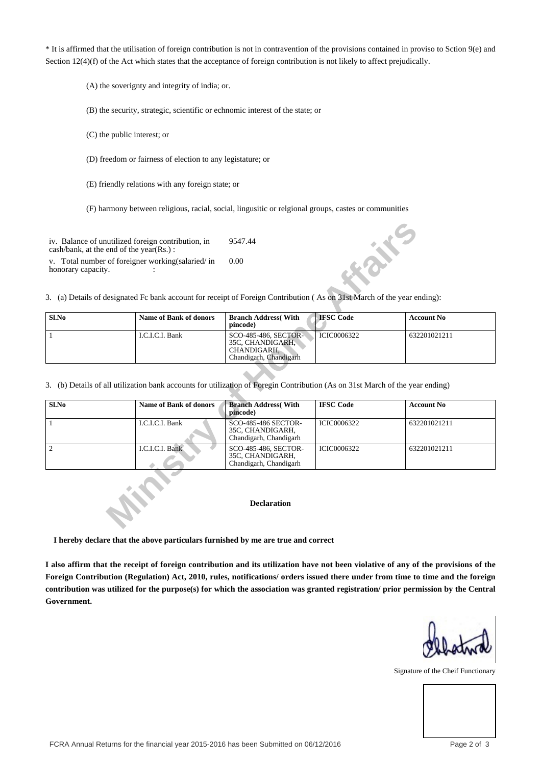* It is affirmed that the utilisation of foreign contribution is not in contravention of the provisions contained in proviso to Sction 9(e) and Section 12(4)(f) of the Act which states that the acceptance of foreign contribution is not likely to affect prejudically.

(A) the soverignty and integrity of india; or.

(B) the security, strategic, scientific or echnomic interest of the state; or

(C) the public interest; or

(D) freedom or fairness of election to any legistature; or

(E) friendly relations with any foreign state; or

(F) harmony between religious, racial, social, lingusitic or relgional groups, castes or communities

| | |
|---|---|
| iv. Balance of unutilized foreign contribution, in cash/bank, at the end of the year(Rs.) : | 9547.44 |
| v. Total number of foreigner working(salaried/ in honorary capacity. : | 0.00 |

3. (a) Details of designated Fc bank account for receipt of Foreign Contribution ( As on 31st March of the year ending):

| Sl.No | Name of Bank of donors | Branch Address( With pincode) | IFSC Code | Account No |
|---|---|---|---|---|
| 1 | I.C.I.C.I. Bank | SCO-485-486, SECTOR-35C, CHANDIGARH, CHANDIGARH, Chandigarh, Chandigarh | ICIC0006322 | 632201021211 |

3. (b) Details of all utilization bank accounts for utilization of Foregin Contribution (As on 31st March of the year ending)

| Sl.No | Name of Bank of donors | Branch Address( With pincode) | IFSC Code | Account No |
|---|---|---|---|---|
| 1 | I.C.I.C.I. Bank | SCO-485-486 SECTOR-35C, CHANDIGARH, Chandigarh, Chandigarh | ICIC0006322 | 632201021211 |
| 2 | I.C.I.C.I. Bank | SCO-485-486, SECTOR-35C, CHANDIGARH, Chandigarh, Chandigarh | ICIC0006322 | 632201021211 |

**Declaration**

**I hereby declare that the above particulars furnished by me are true and correct**

**I also affirm that the receipt of foreign contribution and its utilization have not been violative of any of the provisions of the Foreign Contribution (Regulation) Act, 2010, rules, notifications/ orders issued there under from time to time and the foreign contribution was utilized for the purpose(s) for which the association was granted registration/ prior permission by the Central Government.**

Signature of the Cheif Functionary

FCRA Annual Returns for the financial year 2015-2016 has been Submitted on 06/12/2016